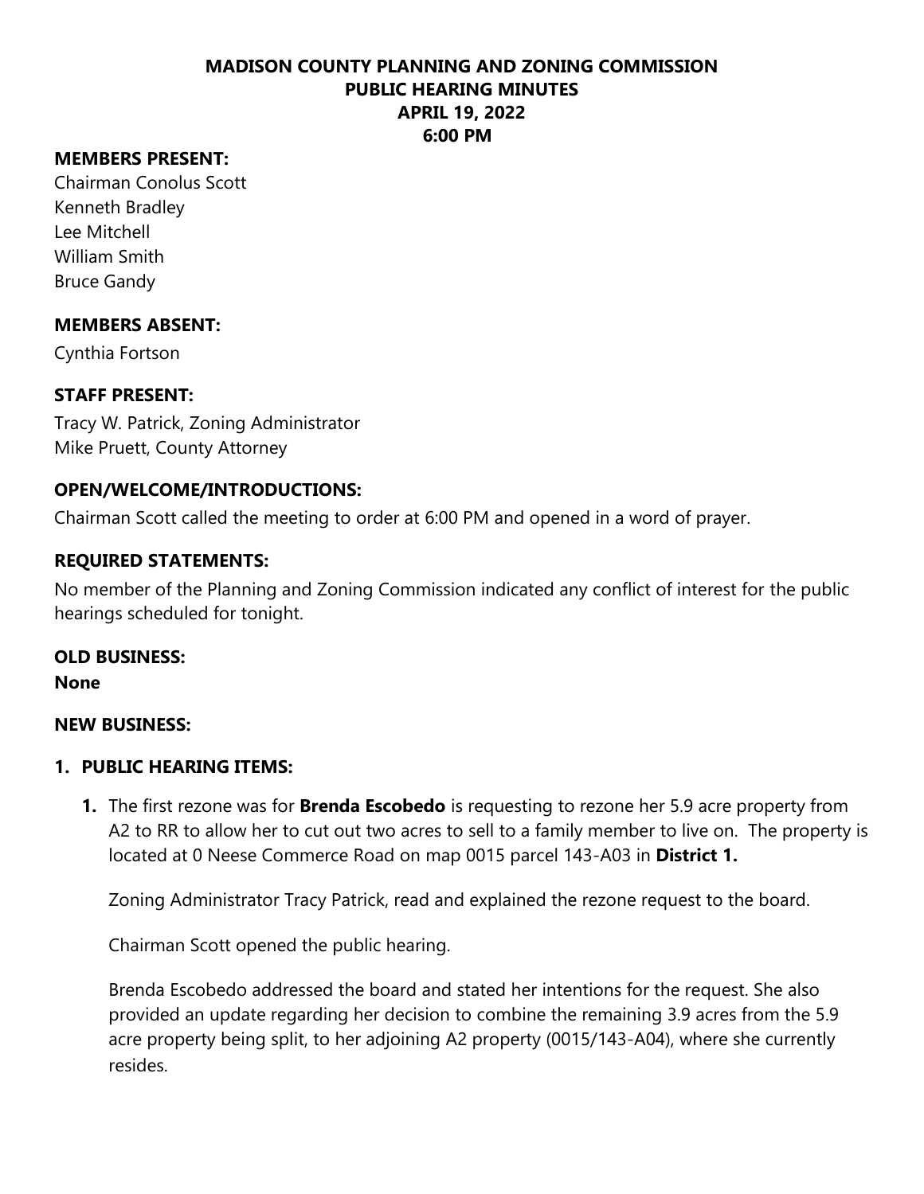# MADISON COUNTY PLANNING AND ZONING COMMISSION
## PUBLIC HEARING MINUTES
## APRIL 19, 2022
## 6:00 PM

**MEMBERS PRESENT:**

Chairman Conolus Scott
Kenneth Bradley
Lee Mitchell
William Smith
Bruce Gandy

**MEMBERS ABSENT:**

Cynthia Fortson

**STAFF PRESENT:**

Tracy W. Patrick, Zoning Administrator
Mike Pruett, County Attorney

**OPEN/WELCOME/INTRODUCTIONS:**

Chairman Scott called the meeting to order at 6:00 PM and opened in a word of prayer.

**REQUIRED STATEMENTS:**

No member of the Planning and Zoning Commission indicated any conflict of interest for the public hearings scheduled for tonight.

**OLD BUSINESS:**

**None**

**NEW BUSINESS:**

**1. PUBLIC HEARING ITEMS:**

**1.** The first rezone was for **Brenda Escobedo** is requesting to rezone her 5.9 acre property from A2 to RR to allow her to cut out two acres to sell to a family member to live on. The property is located at 0 Neese Commerce Road on map 0015 parcel 143-A03 in **District 1.**

Zoning Administrator Tracy Patrick, read and explained the rezone request to the board.

Chairman Scott opened the public hearing.

Brenda Escobedo addressed the board and stated her intentions for the request. She also provided an update regarding her decision to combine the remaining 3.9 acres from the 5.9 acre property being split, to her adjoining A2 property (0015/143-A04), where she currently resides.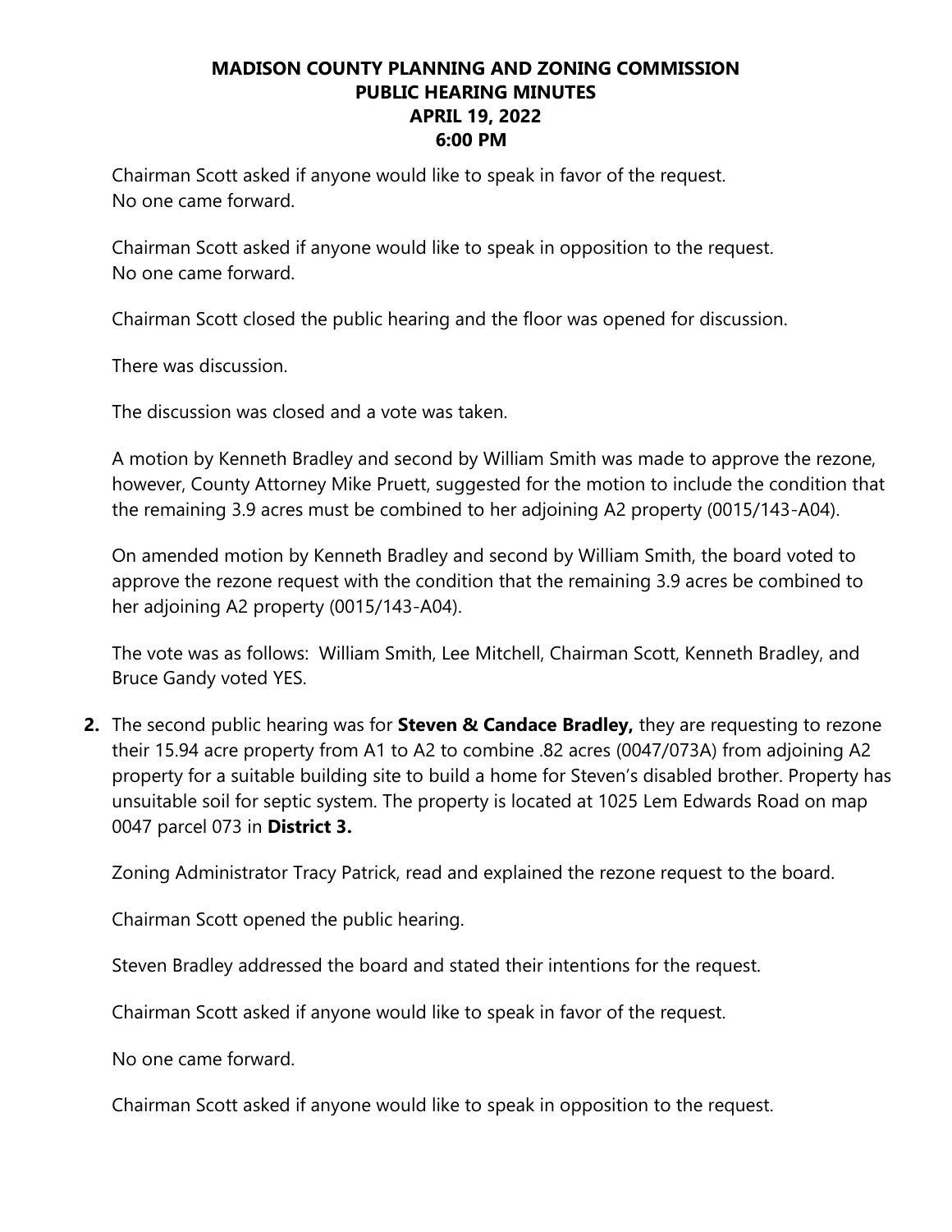**MADISON COUNTY PLANNING AND ZONING COMMISSION**
**PUBLIC HEARING MINUTES**
**APRIL 19, 2022**
**6:00 PM**

Chairman Scott asked if anyone would like to speak in favor of the request.
No one came forward.

Chairman Scott asked if anyone would like to speak in opposition to the request.
No one came forward.

Chairman Scott closed the public hearing and the floor was opened for discussion.

There was discussion.

The discussion was closed and a vote was taken.

A motion by Kenneth Bradley and second by William Smith was made to approve the rezone, however, County Attorney Mike Pruett, suggested for the motion to include the condition that the remaining 3.9 acres must be combined to her adjoining A2 property (0015/143-A04).

On amended motion by Kenneth Bradley and second by William Smith, the board voted to approve the rezone request with the condition that the remaining 3.9 acres be combined to her adjoining A2 property (0015/143-A04).

The vote was as follows: William Smith, Lee Mitchell, Chairman Scott, Kenneth Bradley, and Bruce Gandy voted YES.

**2.** The second public hearing was for **Steven & Candace Bradley,** they are requesting to rezone their 15.94 acre property from A1 to A2 to combine .82 acres (0047/073A) from adjoining A2 property for a suitable building site to build a home for Steven's disabled brother. Property has unsuitable soil for septic system. The property is located at 1025 Lem Edwards Road on map 0047 parcel 073 in **District 3.**

Zoning Administrator Tracy Patrick, read and explained the rezone request to the board.

Chairman Scott opened the public hearing.

Steven Bradley addressed the board and stated their intentions for the request.

Chairman Scott asked if anyone would like to speak in favor of the request.

No one came forward.

Chairman Scott asked if anyone would like to speak in opposition to the request.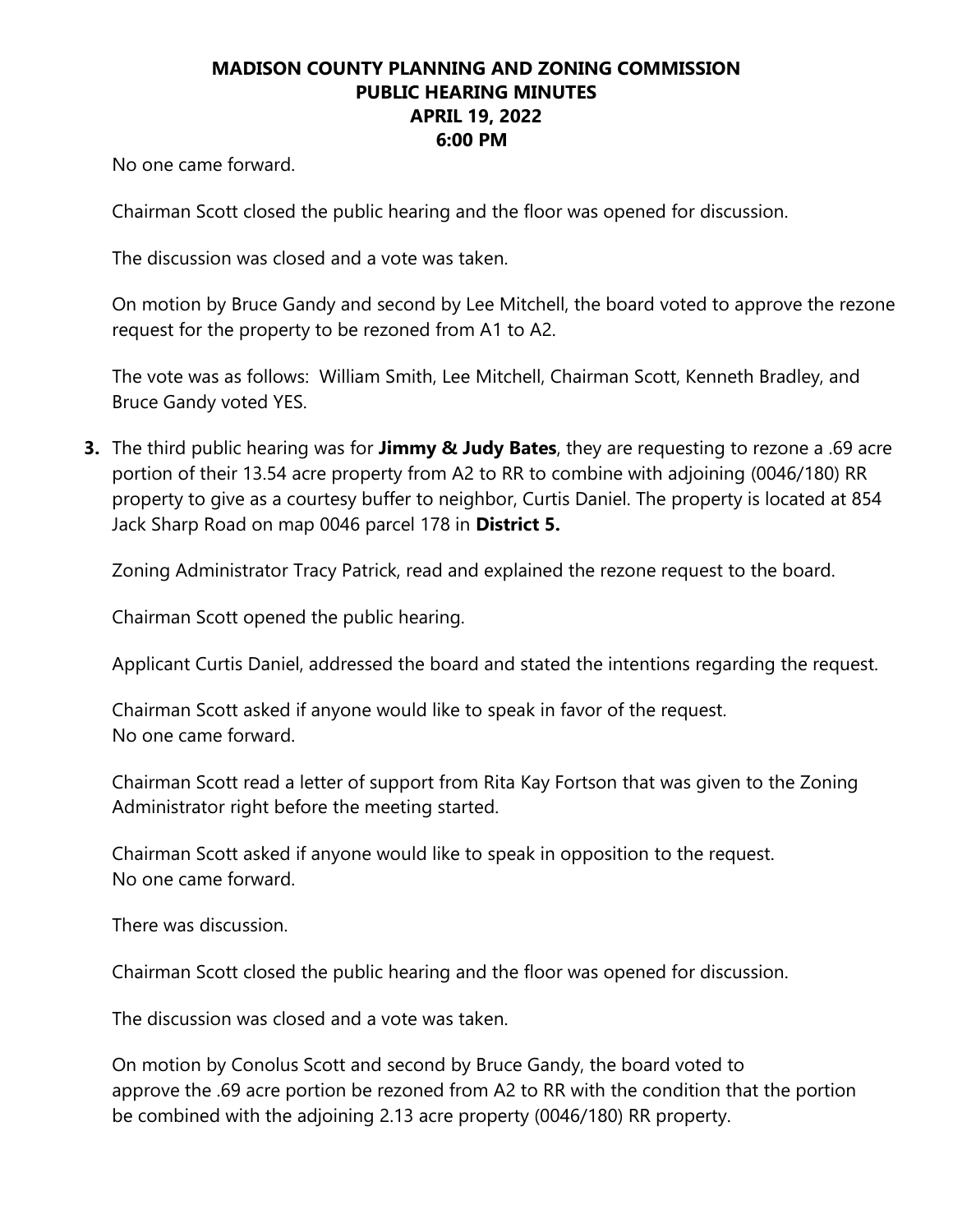No one came forward.

Chairman Scott closed the public hearing and the floor was opened for discussion.

The discussion was closed and a vote was taken.

On motion by Bruce Gandy and second by Lee Mitchell, the board voted to approve the rezone request for the property to be rezoned from A1 to A2.

The vote was as follows: William Smith, Lee Mitchell, Chairman Scott, Kenneth Bradley, and Bruce Gandy voted YES.

**3.** The third public hearing was for **Jimmy & Judy Bates**, they are requesting to rezone a .69 acre portion of their 13.54 acre property from A2 to RR to combine with adjoining (0046/180) RR property to give as a courtesy buffer to neighbor, Curtis Daniel. The property is located at 854 Jack Sharp Road on map 0046 parcel 178 in **District 5.**

Zoning Administrator Tracy Patrick, read and explained the rezone request to the board.

Chairman Scott opened the public hearing.

Applicant Curtis Daniel, addressed the board and stated the intentions regarding the request.

Chairman Scott asked if anyone would like to speak in favor of the request.
No one came forward.

Chairman Scott read a letter of support from Rita Kay Fortson that was given to the Zoning Administrator right before the meeting started.

Chairman Scott asked if anyone would like to speak in opposition to the request.
No one came forward.

There was discussion.

Chairman Scott closed the public hearing and the floor was opened for discussion.

The discussion was closed and a vote was taken.

On motion by Conolus Scott and second by Bruce Gandy, the board voted to approve the .69 acre portion be rezoned from A2 to RR with the condition that the portion be combined with the adjoining 2.13 acre property (0046/180) RR property.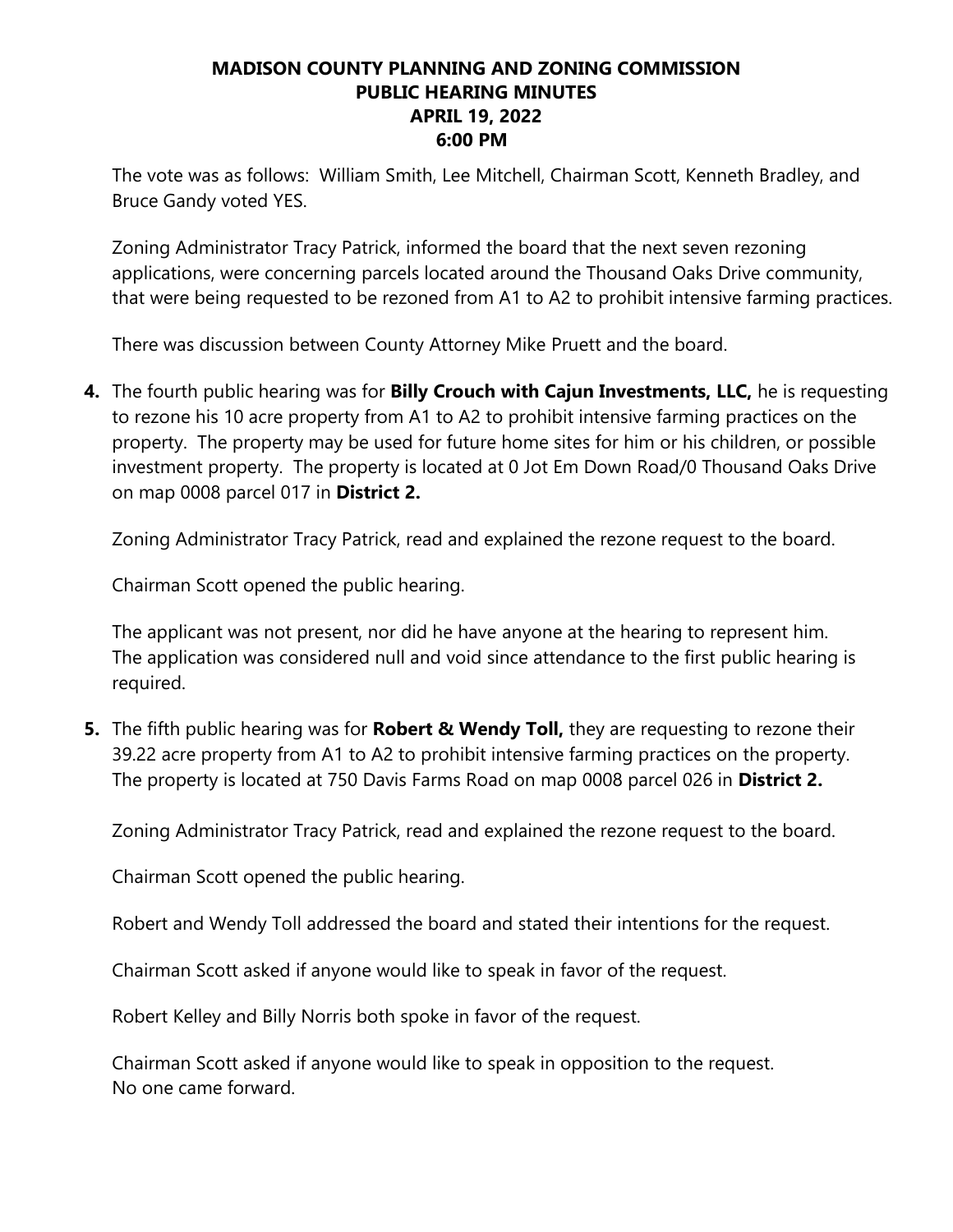**MADISON COUNTY PLANNING AND ZONING COMMISSION**
**PUBLIC HEARING MINUTES**
**APRIL 19, 2022**
**6:00 PM**

The vote was as follows: William Smith, Lee Mitchell, Chairman Scott, Kenneth Bradley, and Bruce Gandy voted YES.

Zoning Administrator Tracy Patrick, informed the board that the next seven rezoning applications, were concerning parcels located around the Thousand Oaks Drive community, that were being requested to be rezoned from A1 to A2 to prohibit intensive farming practices.

There was discussion between County Attorney Mike Pruett and the board.

4. The fourth public hearing was for **Billy Crouch with Cajun Investments, LLC,** he is requesting to rezone his 10 acre property from A1 to A2 to prohibit intensive farming practices on the property. The property may be used for future home sites for him or his children, or possible investment property. The property is located at 0 Jot Em Down Road/0 Thousand Oaks Drive on map 0008 parcel 017 in **District 2.**

   Zoning Administrator Tracy Patrick, read and explained the rezone request to the board.

   Chairman Scott opened the public hearing.

   The applicant was not present, nor did he have anyone at the hearing to represent him. The application was considered null and void since attendance to the first public hearing is required.

5. The fifth public hearing was for **Robert & Wendy Toll,** they are requesting to rezone their 39.22 acre property from A1 to A2 to prohibit intensive farming practices on the property. The property is located at 750 Davis Farms Road on map 0008 parcel 026 in **District 2.**

   Zoning Administrator Tracy Patrick, read and explained the rezone request to the board.

   Chairman Scott opened the public hearing.

   Robert and Wendy Toll addressed the board and stated their intentions for the request.

   Chairman Scott asked if anyone would like to speak in favor of the request.

   Robert Kelley and Billy Norris both spoke in favor of the request.

   Chairman Scott asked if anyone would like to speak in opposition to the request.
   No one came forward.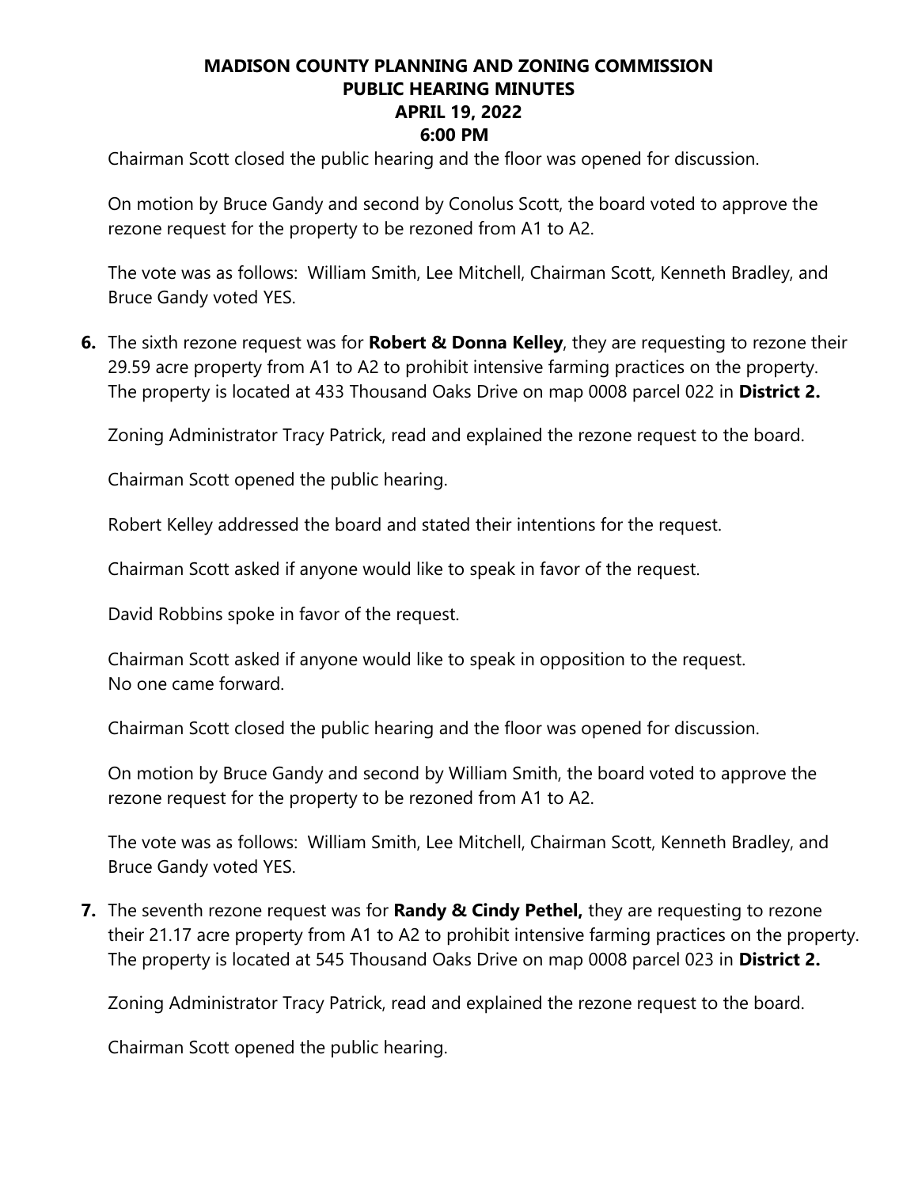# MADISON COUNTY PLANNING AND ZONING COMMISSION
## PUBLIC HEARING MINUTES
## APRIL 19, 2022
## 6:00 PM

Chairman Scott closed the public hearing and the floor was opened for discussion.

On motion by Bruce Gandy and second by Conolus Scott, the board voted to approve the rezone request for the property to be rezoned from A1 to A2.

The vote was as follows: William Smith, Lee Mitchell, Chairman Scott, Kenneth Bradley, and Bruce Gandy voted YES.

**6.** The sixth rezone request was for **Robert & Donna Kelley**, they are requesting to rezone their 29.59 acre property from A1 to A2 to prohibit intensive farming practices on the property. The property is located at 433 Thousand Oaks Drive on map 0008 parcel 022 in **District 2.**

Zoning Administrator Tracy Patrick, read and explained the rezone request to the board.

Chairman Scott opened the public hearing.

Robert Kelley addressed the board and stated their intentions for the request.

Chairman Scott asked if anyone would like to speak in favor of the request.

David Robbins spoke in favor of the request.

Chairman Scott asked if anyone would like to speak in opposition to the request.
No one came forward.

Chairman Scott closed the public hearing and the floor was opened for discussion.

On motion by Bruce Gandy and second by William Smith, the board voted to approve the rezone request for the property to be rezoned from A1 to A2.

The vote was as follows: William Smith, Lee Mitchell, Chairman Scott, Kenneth Bradley, and Bruce Gandy voted YES.

**7.** The seventh rezone request was for **Randy & Cindy Pethel,** they are requesting to rezone their 21.17 acre property from A1 to A2 to prohibit intensive farming practices on the property. The property is located at 545 Thousand Oaks Drive on map 0008 parcel 023 in **District 2.**

Zoning Administrator Tracy Patrick, read and explained the rezone request to the board.

Chairman Scott opened the public hearing.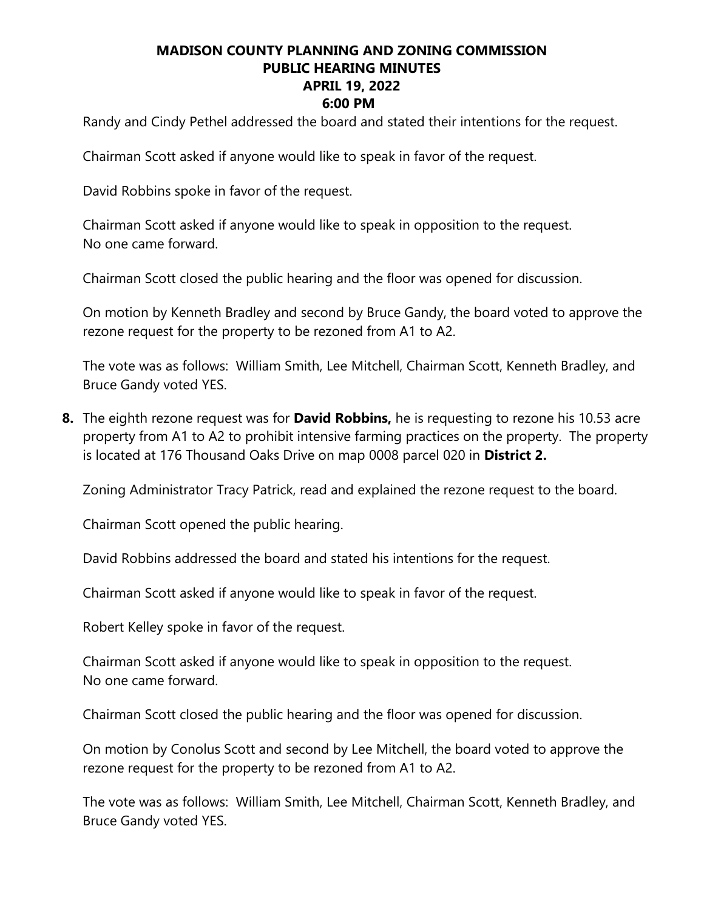Randy and Cindy Pethel addressed the board and stated their intentions for the request.

Chairman Scott asked if anyone would like to speak in favor of the request.

David Robbins spoke in favor of the request.

Chairman Scott asked if anyone would like to speak in opposition to the request.
No one came forward.

Chairman Scott closed the public hearing and the floor was opened for discussion.

On motion by Kenneth Bradley and second by Bruce Gandy, the board voted to approve the rezone request for the property to be rezoned from A1 to A2.

The vote was as follows: William Smith, Lee Mitchell, Chairman Scott, Kenneth Bradley, and Bruce Gandy voted YES.

**8.** The eighth rezone request was for **David Robbins,** he is requesting to rezone his 10.53 acre property from A1 to A2 to prohibit intensive farming practices on the property. The property is located at 176 Thousand Oaks Drive on map 0008 parcel 020 in **District 2.**

Zoning Administrator Tracy Patrick, read and explained the rezone request to the board.

Chairman Scott opened the public hearing.

David Robbins addressed the board and stated his intentions for the request.

Chairman Scott asked if anyone would like to speak in favor of the request.

Robert Kelley spoke in favor of the request.

Chairman Scott asked if anyone would like to speak in opposition to the request.
No one came forward.

Chairman Scott closed the public hearing and the floor was opened for discussion.

On motion by Conolus Scott and second by Lee Mitchell, the board voted to approve the rezone request for the property to be rezoned from A1 to A2.

The vote was as follows: William Smith, Lee Mitchell, Chairman Scott, Kenneth Bradley, and Bruce Gandy voted YES.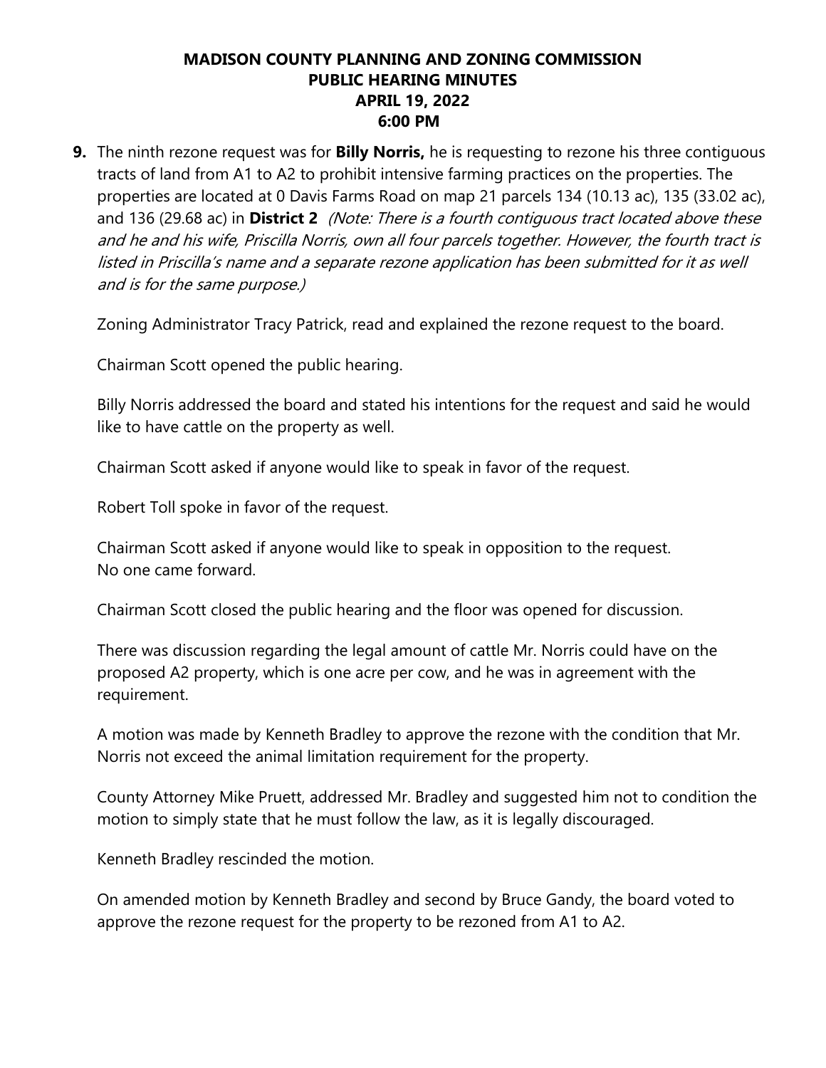**MADISON COUNTY PLANNING AND ZONING COMMISSION**
**PUBLIC HEARING MINUTES**
**APRIL 19, 2022**
**6:00 PM**

**9.** The ninth rezone request was for **Billy Norris,** he is requesting to rezone his three contiguous tracts of land from A1 to A2 to prohibit intensive farming practices on the properties. The properties are located at 0 Davis Farms Road on map 21 parcels 134 (10.13 ac), 135 (33.02 ac), and 136 (29.68 ac) in **District 2** *(Note: There is a fourth contiguous tract located above these and he and his wife, Priscilla Norris, own all four parcels together. However, the fourth tract is listed in Priscilla's name and a separate rezone application has been submitted for it as well and is for the same purpose.)*

Zoning Administrator Tracy Patrick, read and explained the rezone request to the board.

Chairman Scott opened the public hearing.

Billy Norris addressed the board and stated his intentions for the request and said he would like to have cattle on the property as well.

Chairman Scott asked if anyone would like to speak in favor of the request.

Robert Toll spoke in favor of the request.

Chairman Scott asked if anyone would like to speak in opposition to the request.
No one came forward.

Chairman Scott closed the public hearing and the floor was opened for discussion.

There was discussion regarding the legal amount of cattle Mr. Norris could have on the proposed A2 property, which is one acre per cow, and he was in agreement with the requirement.

A motion was made by Kenneth Bradley to approve the rezone with the condition that Mr. Norris not exceed the animal limitation requirement for the property.

County Attorney Mike Pruett, addressed Mr. Bradley and suggested him not to condition the motion to simply state that he must follow the law, as it is legally discouraged.

Kenneth Bradley rescinded the motion.

On amended motion by Kenneth Bradley and second by Bruce Gandy, the board voted to approve the rezone request for the property to be rezoned from A1 to A2.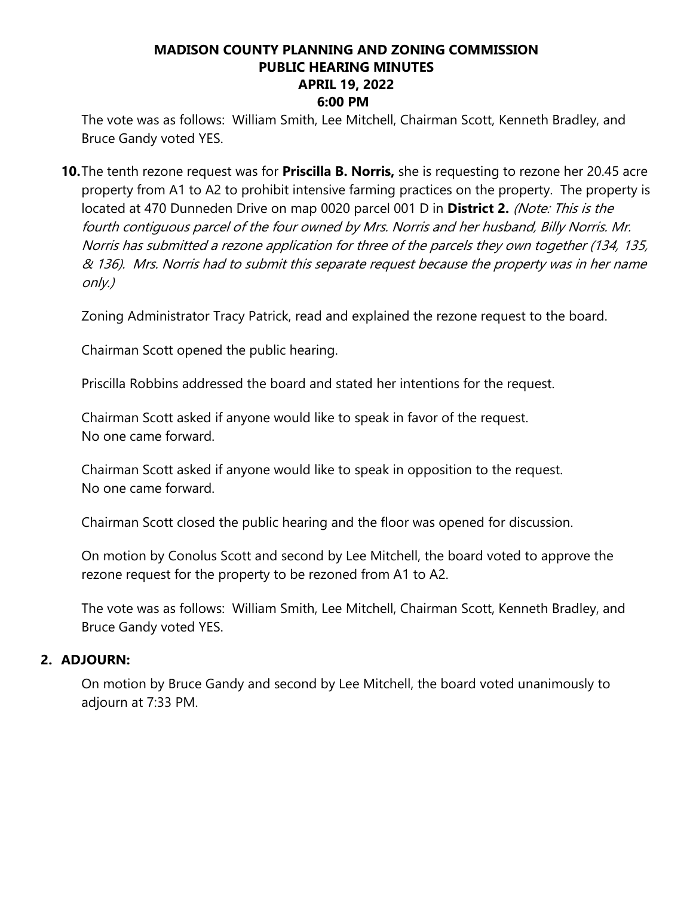The vote was as follows: William Smith, Lee Mitchell, Chairman Scott, Kenneth Bradley, and Bruce Gandy voted YES.

10. The tenth rezone request was for **Priscilla B. Norris,** she is requesting to rezone her 20.45 acre property from A1 to A2 to prohibit intensive farming practices on the property. The property is located at 470 Dunneden Drive on map 0020 parcel 001 D in **District 2.** *(Note: This is the fourth contiguous parcel of the four owned by Mrs. Norris and her husband, Billy Norris. Mr. Norris has submitted a rezone application for three of the parcels they own together (134, 135, & 136). Mrs. Norris had to submit this separate request because the property was in her name only.)*

   Zoning Administrator Tracy Patrick, read and explained the rezone request to the board.

   Chairman Scott opened the public hearing.

   Priscilla Robbins addressed the board and stated her intentions for the request.

   Chairman Scott asked if anyone would like to speak in favor of the request.
   No one came forward.

   Chairman Scott asked if anyone would like to speak in opposition to the request.
   No one came forward.

   Chairman Scott closed the public hearing and the floor was opened for discussion.

   On motion by Conolus Scott and second by Lee Mitchell, the board voted to approve the rezone request for the property to be rezoned from A1 to A2.

   The vote was as follows: William Smith, Lee Mitchell, Chairman Scott, Kenneth Bradley, and Bruce Gandy voted YES.

## 2. ADJOURN:

On motion by Bruce Gandy and second by Lee Mitchell, the board voted unanimously to adjourn at 7:33 PM.